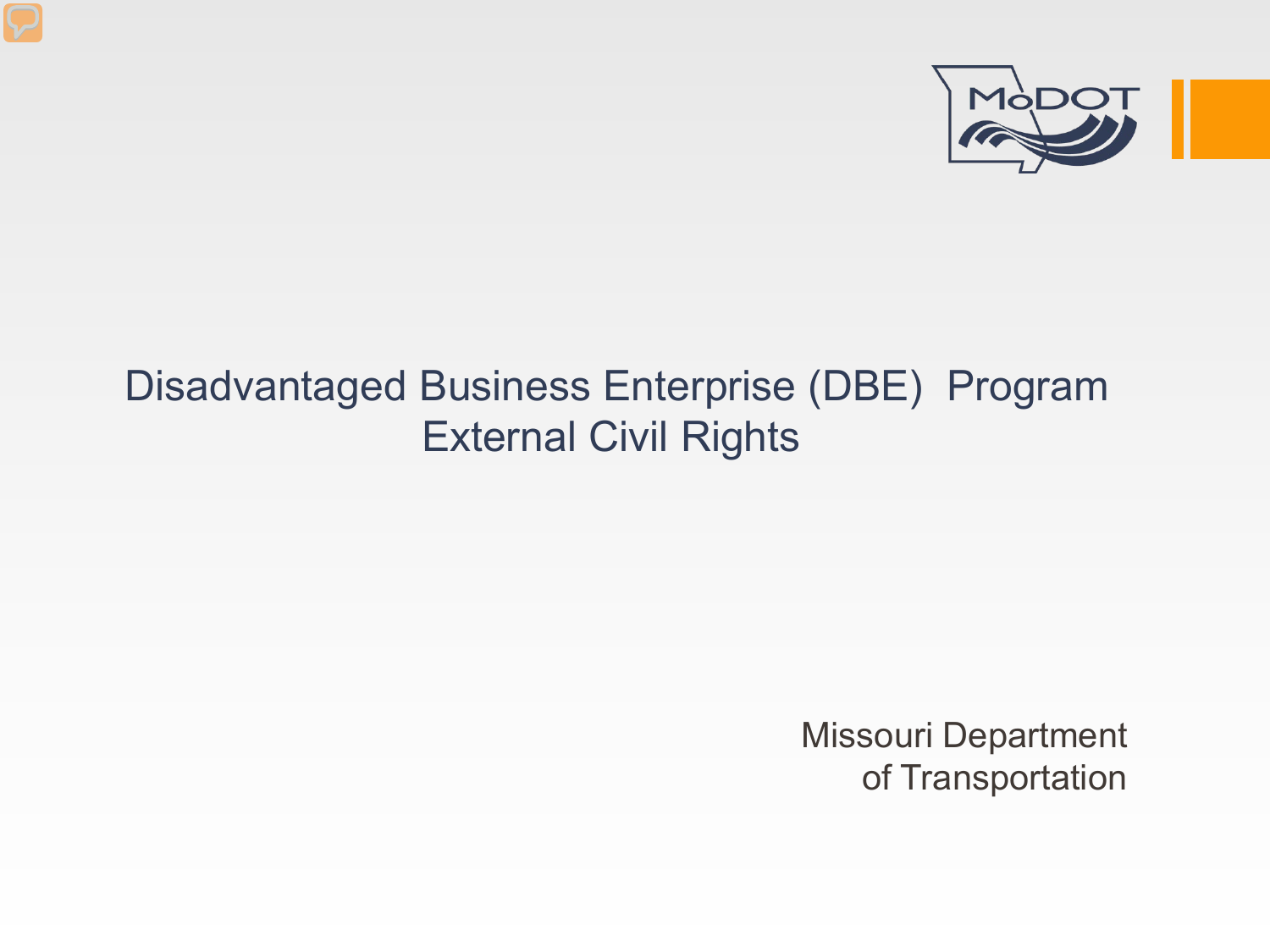# Disadvantaged Business Enterprise (DBE) Program
## External Civil Rights

Missouri Department
of Transportation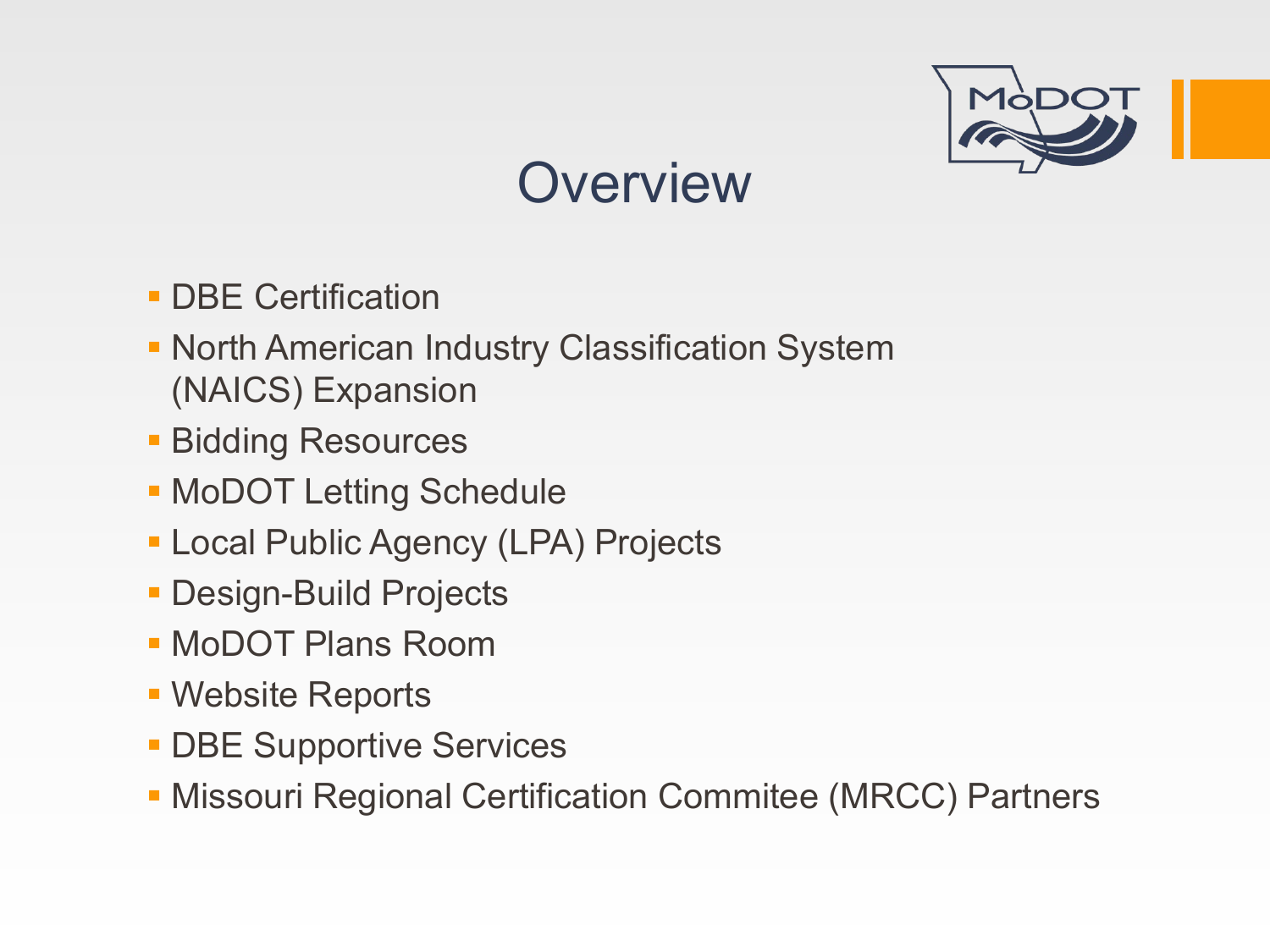# Overview

- DBE Certification
- North American Industry Classification System (NAICS) Expansion
- Bidding Resources
- MoDOT Letting Schedule
- Local Public Agency (LPA) Projects
- Design-Build Projects
- MoDOT Plans Room
- Website Reports
- DBE Supportive Services
- Missouri Regional Certification Commitee (MRCC) Partners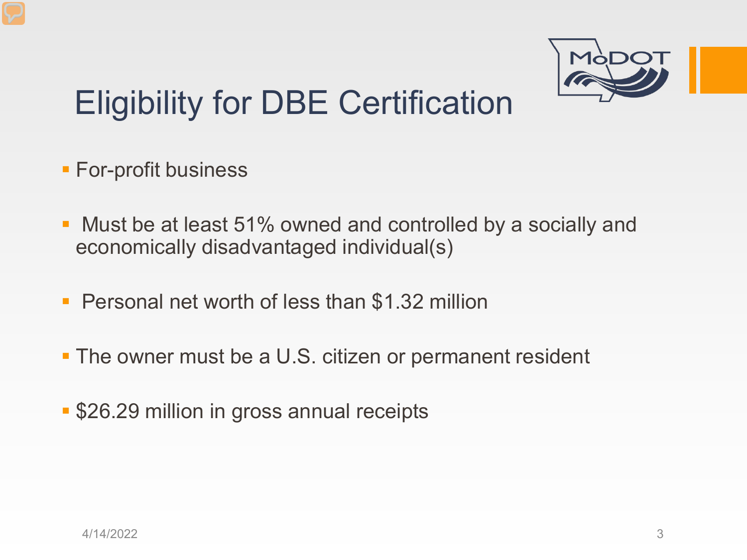# Eligibility for DBE Certification

- For-profit business
- Must be at least 51% owned and controlled by a socially and economically disadvantaged individual(s)
- Personal net worth of less than $1.32 million
- The owner must be a U.S. citizen or permanent resident
- $26.29 million in gross annual receipts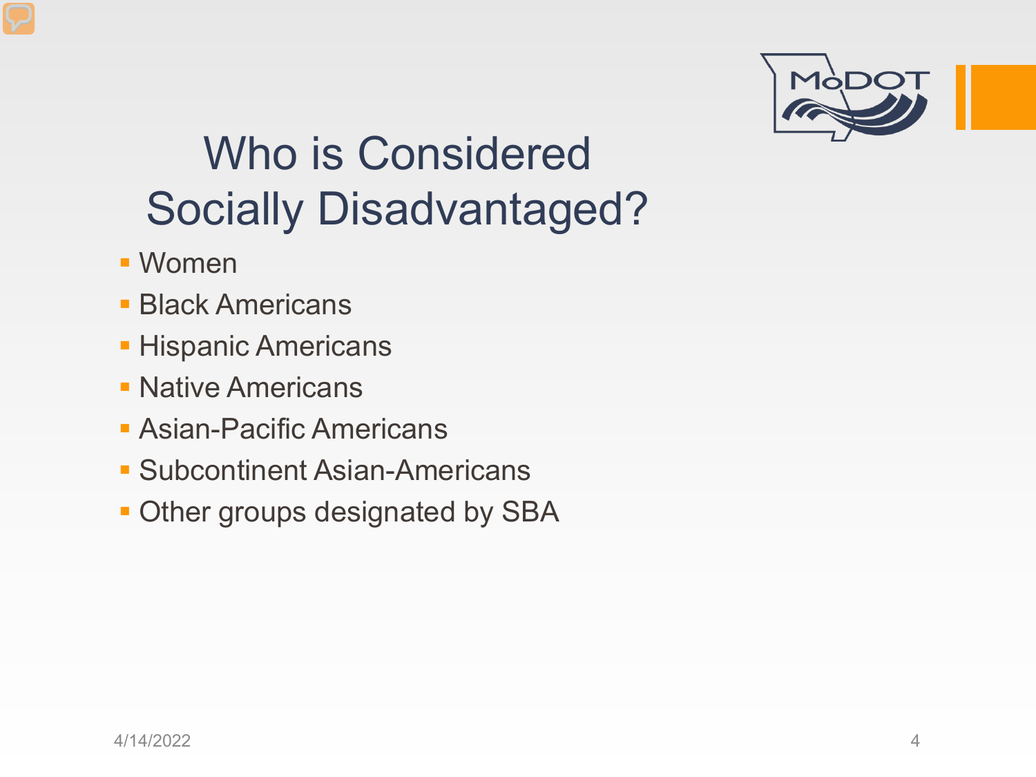# Who is Considered Socially Disadvantaged?

- Women
- Black Americans
- Hispanic Americans
- Native Americans
- Asian-Pacific Americans
- Subcontinent Asian-Americans
- Other groups designated by SBA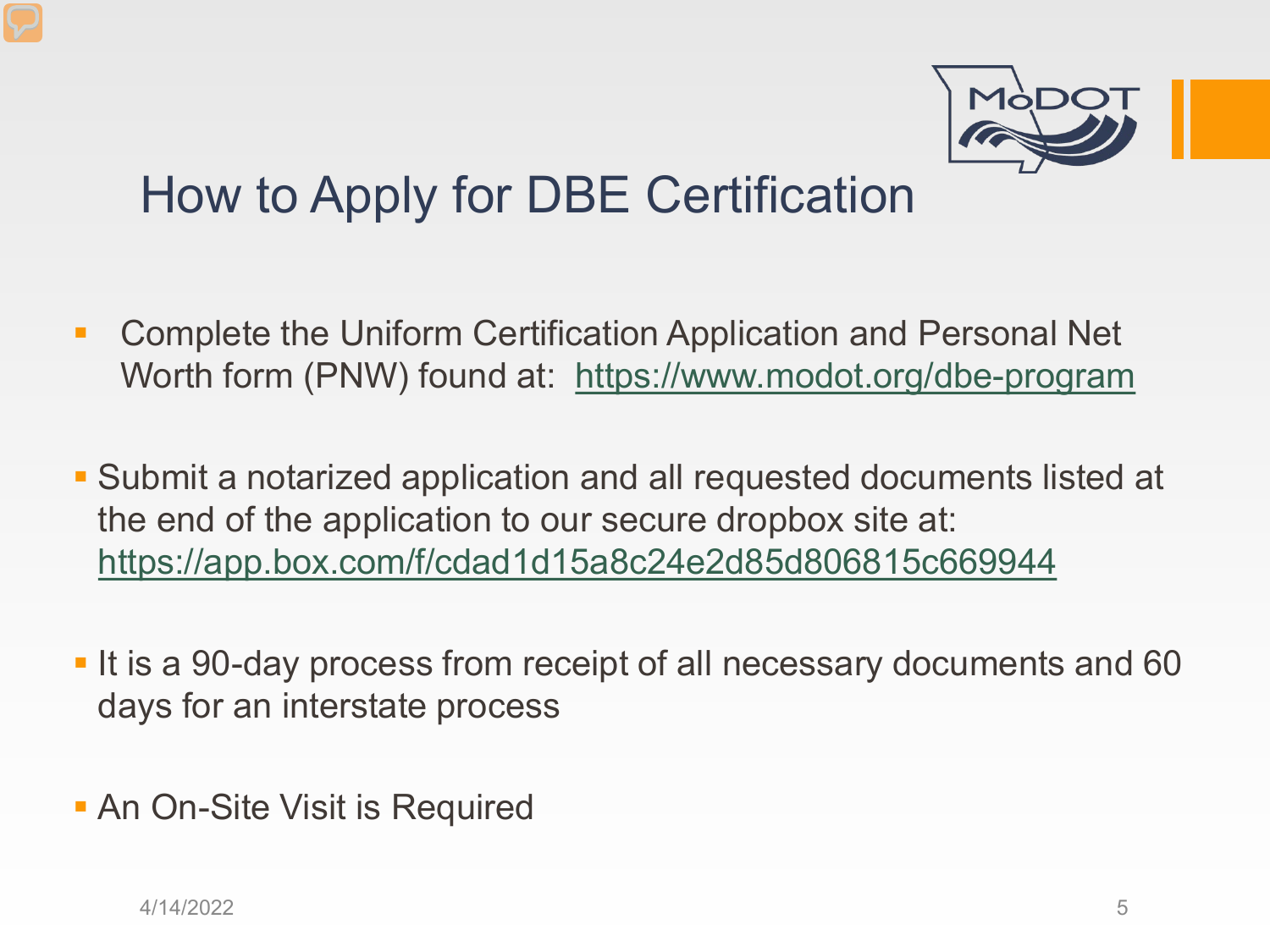# How to Apply for DBE Certification

- Complete the Uniform Certification Application and Personal Net Worth form (PNW) found at: https://www.modot.org/dbe-program
- Submit a notarized application and all requested documents listed at the end of the application to our secure dropbox site at: https://app.box.com/f/cdad1d15a8c24e2d85d806815c669944
- It is a 90-day process from receipt of all necessary documents and 60 days for an interstate process
- An On-Site Visit is Required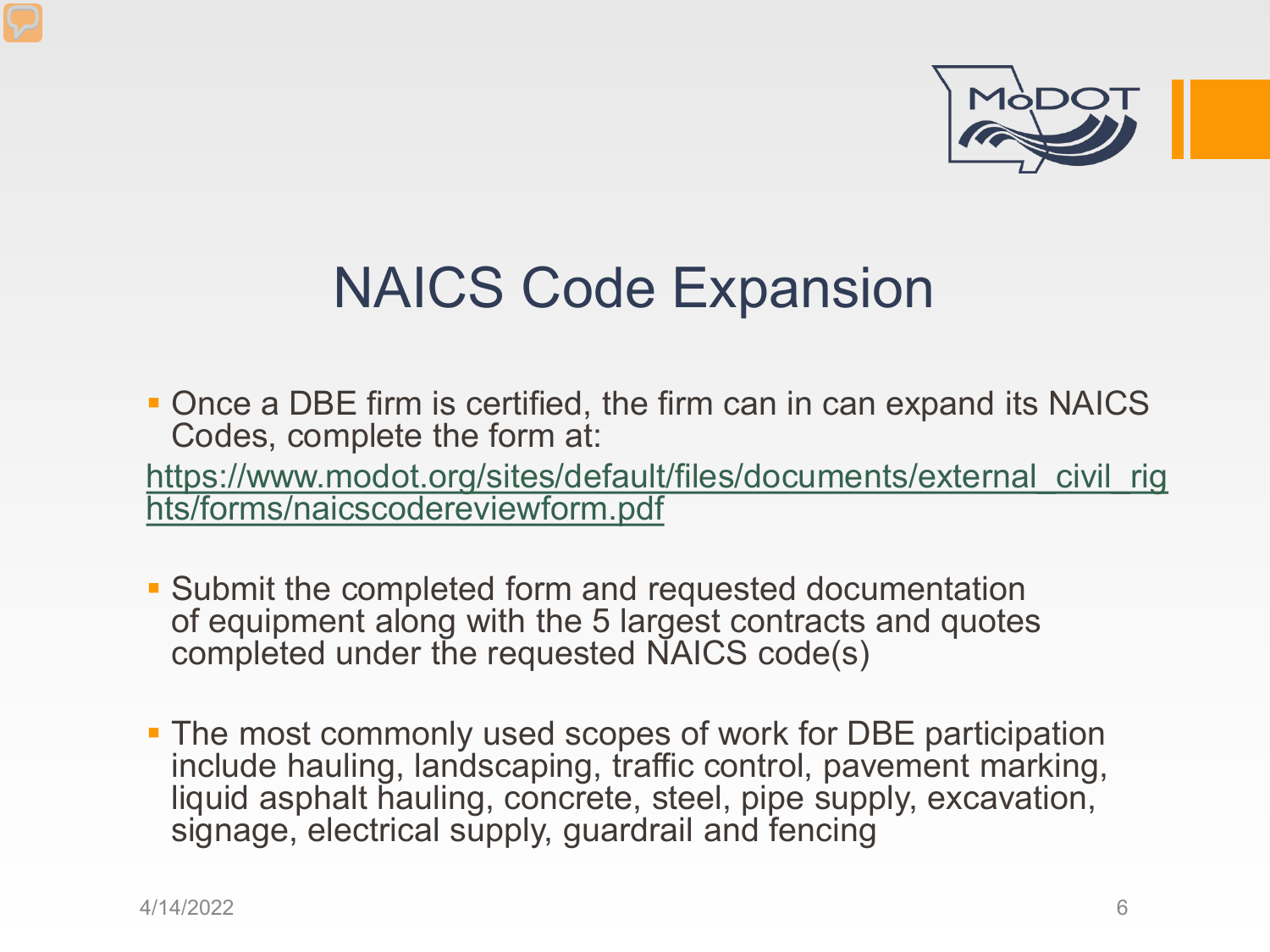# NAICS Code Expansion

- Once a DBE firm is certified, the firm can in can expand its NAICS Codes, complete the form at:

https://www.modot.org/sites/default/files/documents/external_civil_rights/forms/naicscodereviewform.pdf

- Submit the completed form and requested documentation of equipment along with the 5 largest contracts and quotes completed under the requested NAICS code(s)

- The most commonly used scopes of work for DBE participation include hauling, landscaping, traffic control, pavement marking, liquid asphalt hauling, concrete, steel, pipe supply, excavation, signage, electrical supply, guardrail and fencing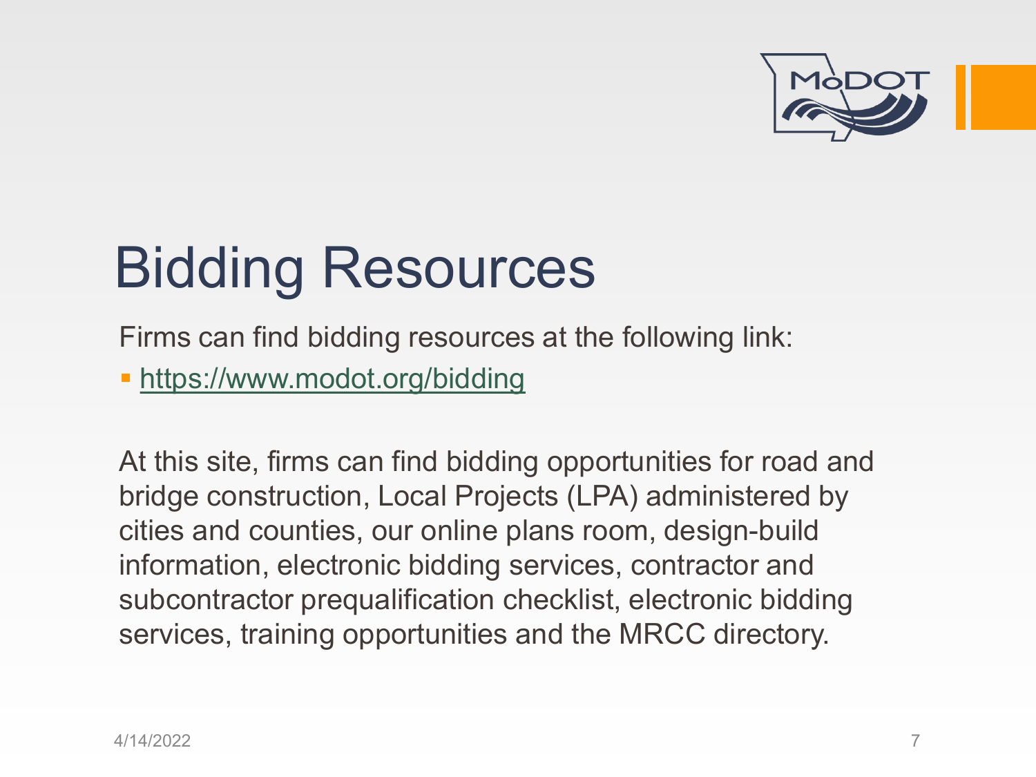# Bidding Resources

Firms can find bidding resources at the following link:

- https://www.modot.org/bidding

At this site, firms can find bidding opportunities for road and bridge construction, Local Projects (LPA) administered by cities and counties, our online plans room, design-build information, electronic bidding services, contractor and subcontractor prequalification checklist, electronic bidding services, training opportunities and the MRCC directory.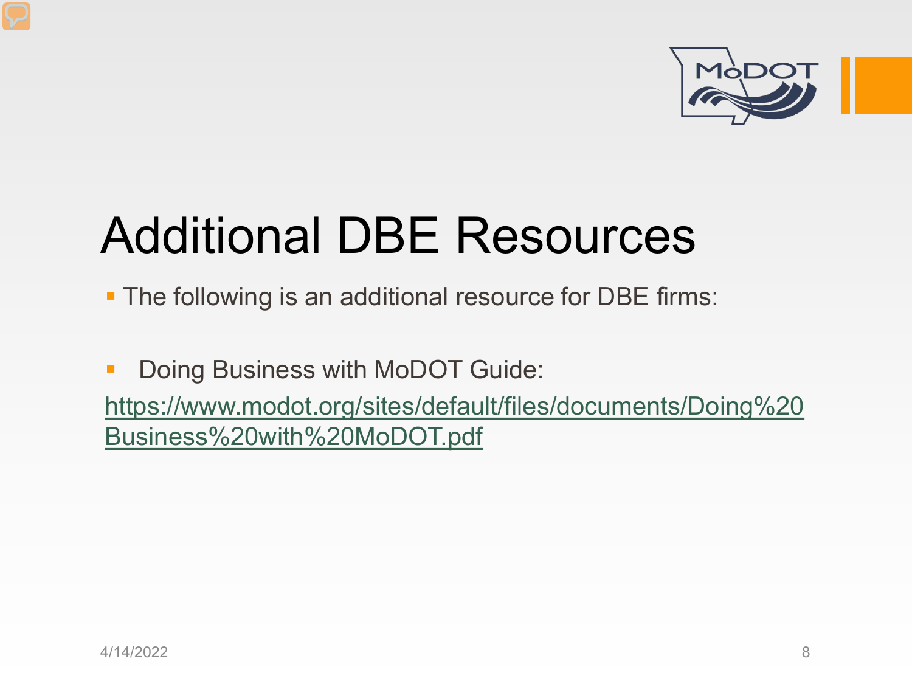# Additional DBE Resources

- The following is an additional resource for DBE firms:

- Doing Business with MoDOT Guide: https://www.modot.org/sites/default/files/documents/Doing%20Business%20with%20MoDOT.pdf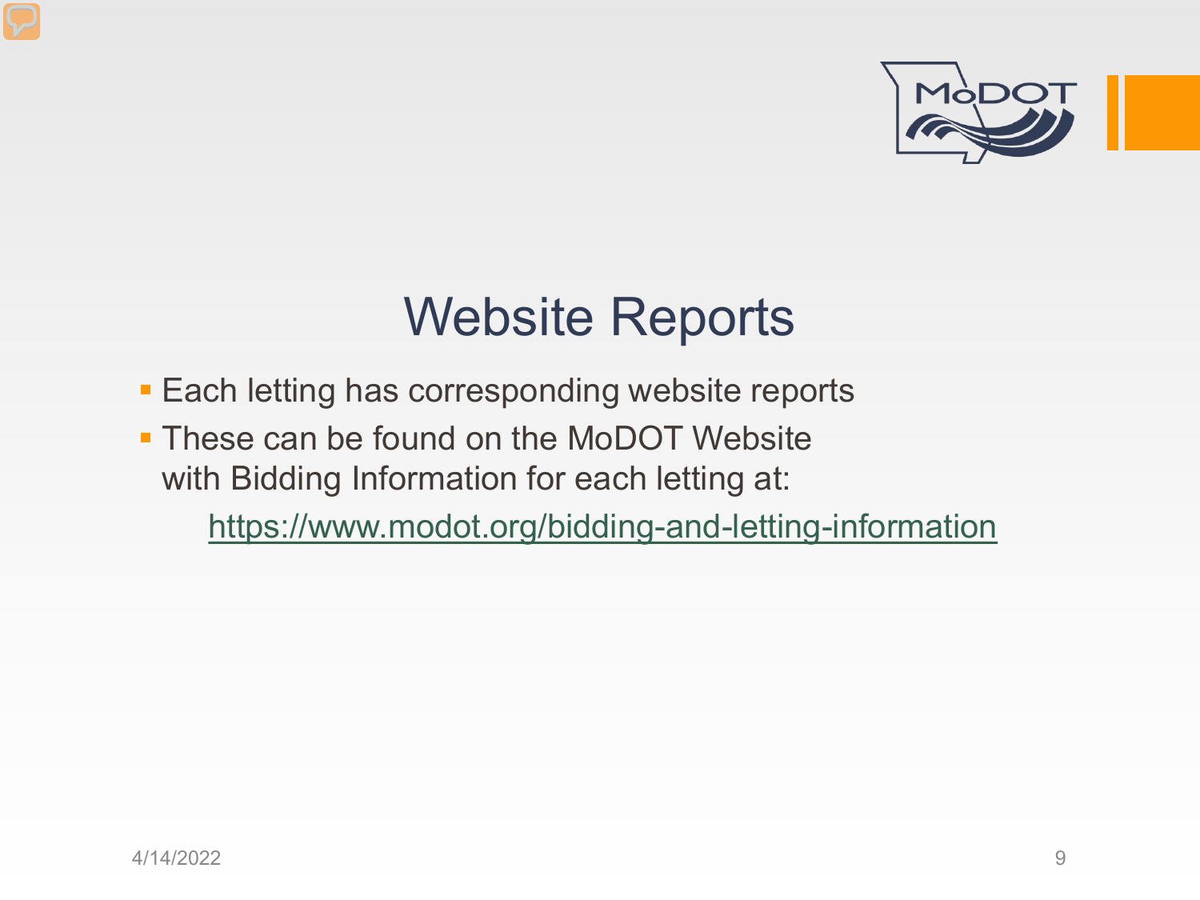# Website Reports

- Each letting has corresponding website reports
- These can be found on the MoDOT Website with Bidding Information for each letting at:

  https://www.modot.org/bidding-and-letting-information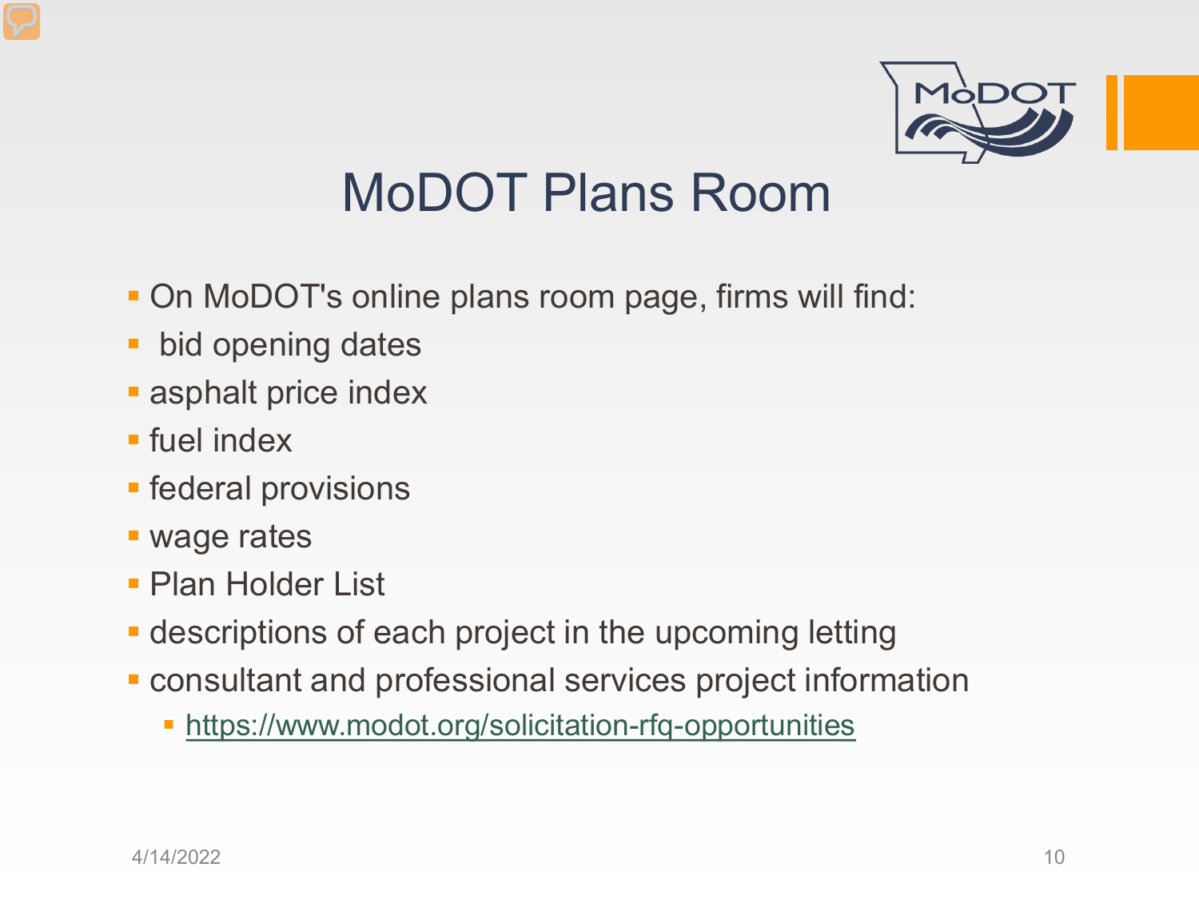# MoDOT Plans Room

- On MoDOT's online plans room page, firms will find:
- bid opening dates
- asphalt price index
- fuel index
- federal provisions
- wage rates
- Plan Holder List
- descriptions of each project in the upcoming letting
- consultant and professional services project information
  - https://www.modot.org/solicitation-rfq-opportunities

4/14/2022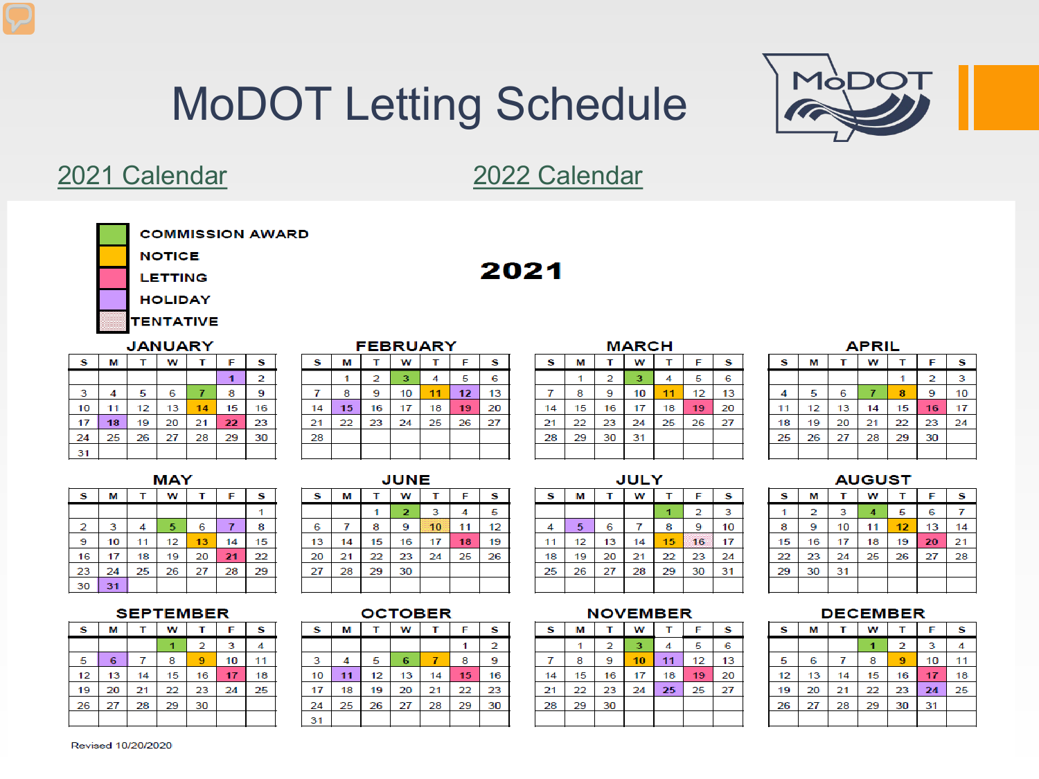# MoDOT Letting Schedule

2021 Calendar    2022 Calendar

**COMMISSION AWARD**
**NOTICE**
**LETTING**
**HOLIDAY**
**TENTATIVE**

## 2021

### JANUARY

| S | M | T | W | T | F | S |
|---|---|---|---|---|---|---|
| | | | | | 1 | 2 |
| 3 | 4 | 5 | 6 | 7 | 8 | 9 |
| 10 | 11 | 12 | 13 | 14 | 15 | 16 |
| 17 | 18 | 19 | 20 | 21 | 22 | 23 |
| 24 | 25 | 26 | 27 | 28 | 29 | 30 |
| 31 | | | | | | |

### FEBRUARY

| S | M | T | W | T | F | S |
|---|---|---|---|---|---|---|
| | 1 | 2 | 3 | 4 | 5 | 6 |
| 7 | 8 | 9 | 10 | 11 | 12 | 13 |
| 14 | 15 | 16 | 17 | 18 | 19 | 20 |
| 21 | 22 | 23 | 24 | 25 | 26 | 27 |
| 28 | | | | | | |

### MARCH

| S | M | T | W | T | F | S |
|---|---|---|---|---|---|---|
| | 1 | 2 | 3 | 4 | 5 | 6 |
| 7 | 8 | 9 | 10 | 11 | 12 | 13 |
| 14 | 15 | 16 | 17 | 18 | 19 | 20 |
| 21 | 22 | 23 | 24 | 25 | 26 | 27 |
| 28 | 29 | 30 | 31 | | | |

### APRIL

| S | M | T | W | T | F | S |
|---|---|---|---|---|---|---|
| | | | | 1 | 2 | 3 |
| 4 | 5 | 6 | 7 | 8 | 9 | 10 |
| 11 | 12 | 13 | 14 | 15 | 16 | 17 |
| 18 | 19 | 20 | 21 | 22 | 23 | 24 |
| 25 | 26 | 27 | 28 | 29 | 30 | |

### MAY

| S | M | T | W | T | F | S |
|---|---|---|---|---|---|---|
| | | | | | | 1 |
| 2 | 3 | 4 | 5 | 6 | 7 | 8 |
| 9 | 10 | 11 | 12 | 13 | 14 | 15 |
| 16 | 17 | 18 | 19 | 20 | 21 | 22 |
| 23 | 24 | 25 | 26 | 27 | 28 | 29 |
| 30 | 31 | | | | | |

### JUNE

| S | M | T | W | T | F | S |
|---|---|---|---|---|---|---|
| | | 1 | 2 | 3 | 4 | 5 |
| 6 | 7 | 8 | 9 | 10 | 11 | 12 |
| 13 | 14 | 15 | 16 | 17 | 18 | 19 |
| 20 | 21 | 22 | 23 | 24 | 25 | 26 |
| 27 | 28 | 29 | 30 | | | |

### JULY

| S | M | T | W | T | F | S |
|---|---|---|---|---|---|---|
| | | | | 1 | 2 | 3 |
| 4 | 5 | 6 | 7 | 8 | 9 | 10 |
| 11 | 12 | 13 | 14 | 15 | 16 | 17 |
| 18 | 19 | 20 | 21 | 22 | 23 | 24 |
| 25 | 26 | 27 | 28 | 29 | 30 | 31 |

### AUGUST

| S | M | T | W | T | F | S |
|---|---|---|---|---|---|---|
| 1 | 2 | 3 | 4 | 5 | 6 | 7 |
| 8 | 9 | 10 | 11 | 12 | 13 | 14 |
| 15 | 16 | 17 | 18 | 19 | 20 | 21 |
| 22 | 23 | 24 | 25 | 26 | 27 | 28 |
| 29 | 30 | 31 | | | | |

### SEPTEMBER

| S | M | T | W | T | F | S |
|---|---|---|---|---|---|---|
| | | | 1 | 2 | 3 | 4 |
| 5 | 6 | 7 | 8 | 9 | 10 | 11 |
| 12 | 13 | 14 | 15 | 16 | 17 | 18 |
| 19 | 20 | 21 | 22 | 23 | 24 | 25 |
| 26 | 27 | 28 | 29 | 30 | | |

### OCTOBER

| S | M | T | W | T | F | S |
|---|---|---|---|---|---|---|
| | | | | | 1 | 2 |
| 3 | 4 | 5 | 6 | 7 | 8 | 9 |
| 10 | 11 | 12 | 13 | 14 | 15 | 16 |
| 17 | 18 | 19 | 20 | 21 | 22 | 23 |
| 24 | 25 | 26 | 27 | 28 | 29 | 30 |
| 31 | | | | | | |

### NOVEMBER

| S | M | T | W | T | F | S |
|---|---|---|---|---|---|---|
| | 1 | 2 | 3 | 4 | 5 | 6 |
| 7 | 8 | 9 | 10 | 11 | 12 | 13 |
| 14 | 15 | 16 | 17 | 18 | 19 | 20 |
| 21 | 22 | 23 | 24 | 25 | 25 | 27 |
| 28 | 29 | 30 | | | | |

### DECEMBER

| S | M | T | W | T | F | S |
|---|---|---|---|---|---|---|
| | | | 1 | 2 | 3 | 4 |
| 5 | 6 | 7 | 8 | 9 | 10 | 11 |
| 12 | 13 | 14 | 15 | 16 | 17 | 18 |
| 19 | 20 | 21 | 22 | 23 | 24 | 25 |
| 26 | 27 | 28 | 29 | 30 | 31 | |

Revised 10/20/2020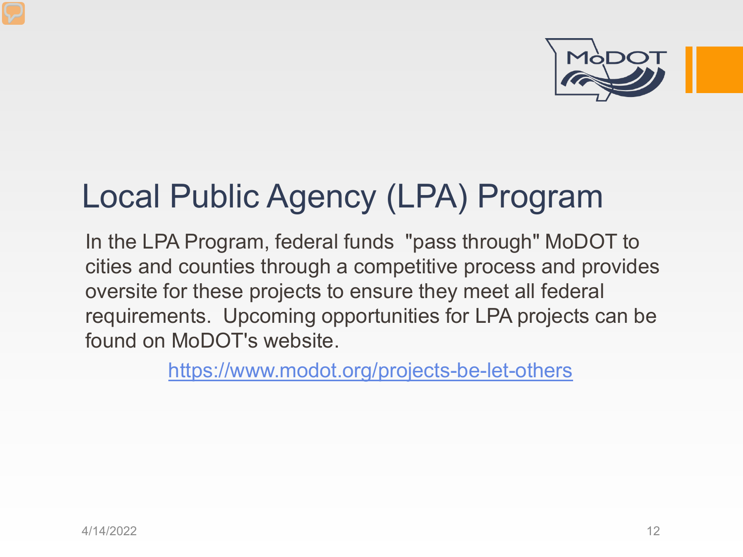# Local Public Agency (LPA) Program

In the LPA Program, federal funds "pass through" MoDOT to cities and counties through a competitive process and provides oversite for these projects to ensure they meet all federal requirements. Upcoming opportunities for LPA projects can be found on MoDOT's website.

https://www.modot.org/projects-be-let-others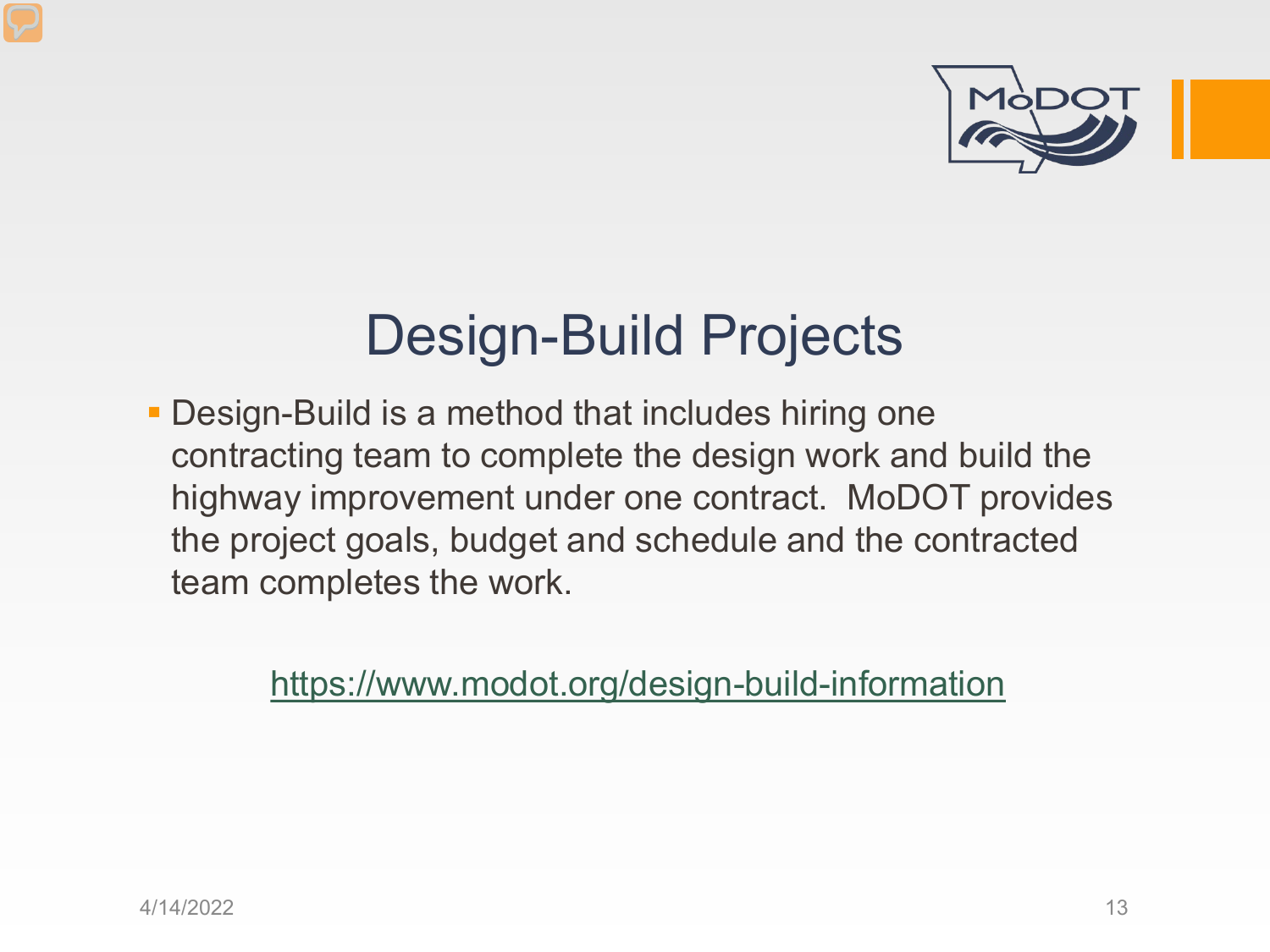# Design-Build Projects

- Design-Build is a method that includes hiring one contracting team to complete the design work and build the highway improvement under one contract. MoDOT provides the project goals, budget and schedule and the contracted team completes the work.

https://www.modot.org/design-build-information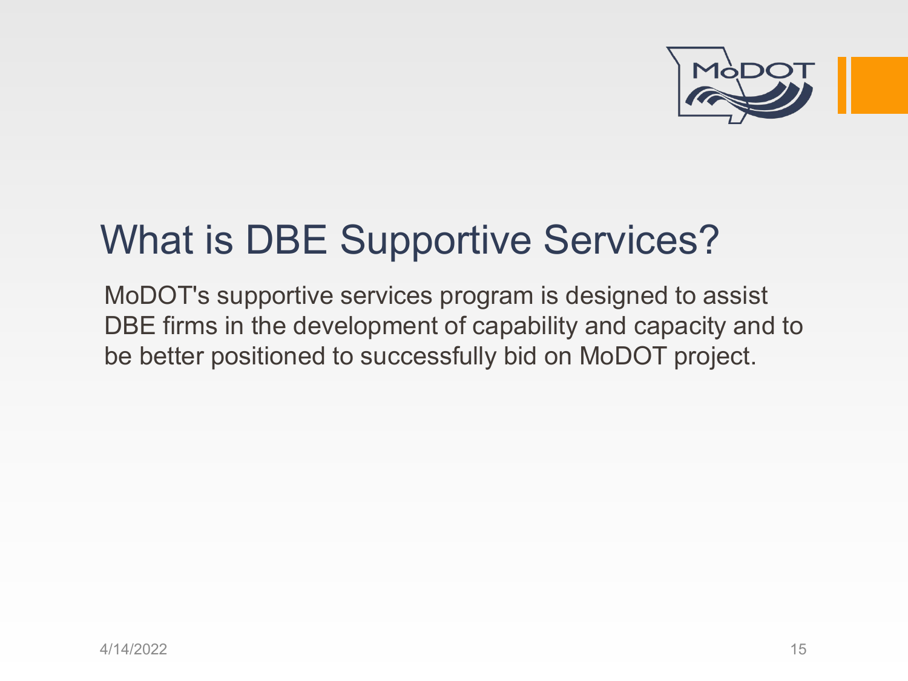# What is DBE Supportive Services?

MoDOT's supportive services program is designed to assist DBE firms in the development of capability and capacity and to be better positioned to successfully bid on MoDOT project.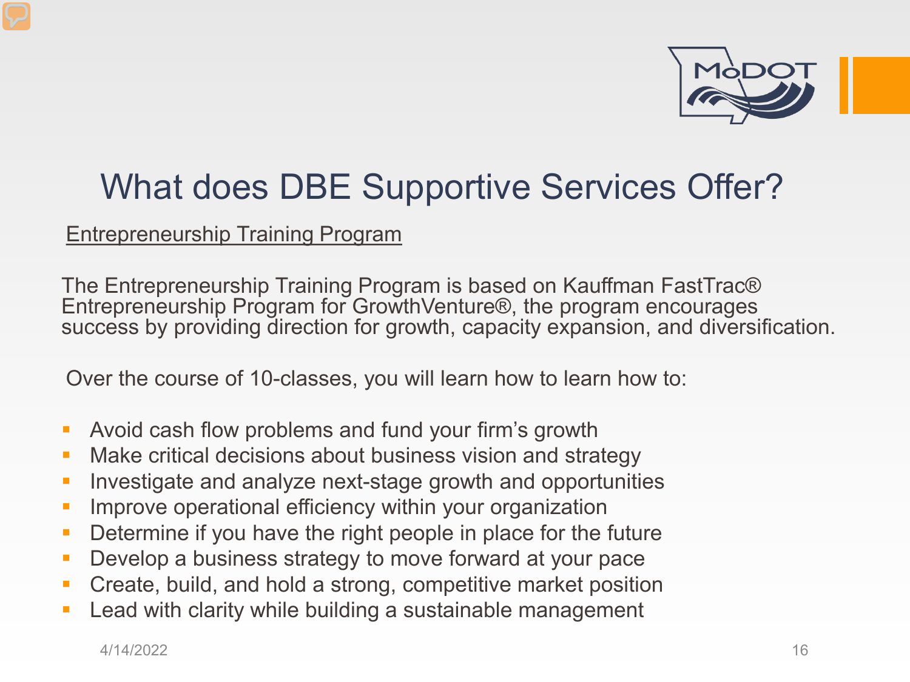# What does DBE Supportive Services Offer?

Entrepreneurship Training Program

The Entrepreneurship Training Program is based on Kauffman FastTrac® Entrepreneurship Program for GrowthVenture®, the program encourages success by providing direction for growth, capacity expansion, and diversification.

Over the course of 10-classes, you will learn how to learn how to:

- Avoid cash flow problems and fund your firm's growth
- Make critical decisions about business vision and strategy
- Investigate and analyze next-stage growth and opportunities
- Improve operational efficiency within your organization
- Determine if you have the right people in place for the future
- Develop a business strategy to move forward at your pace
- Create, build, and hold a strong, competitive market position
- Lead with clarity while building a sustainable management

4/14/2022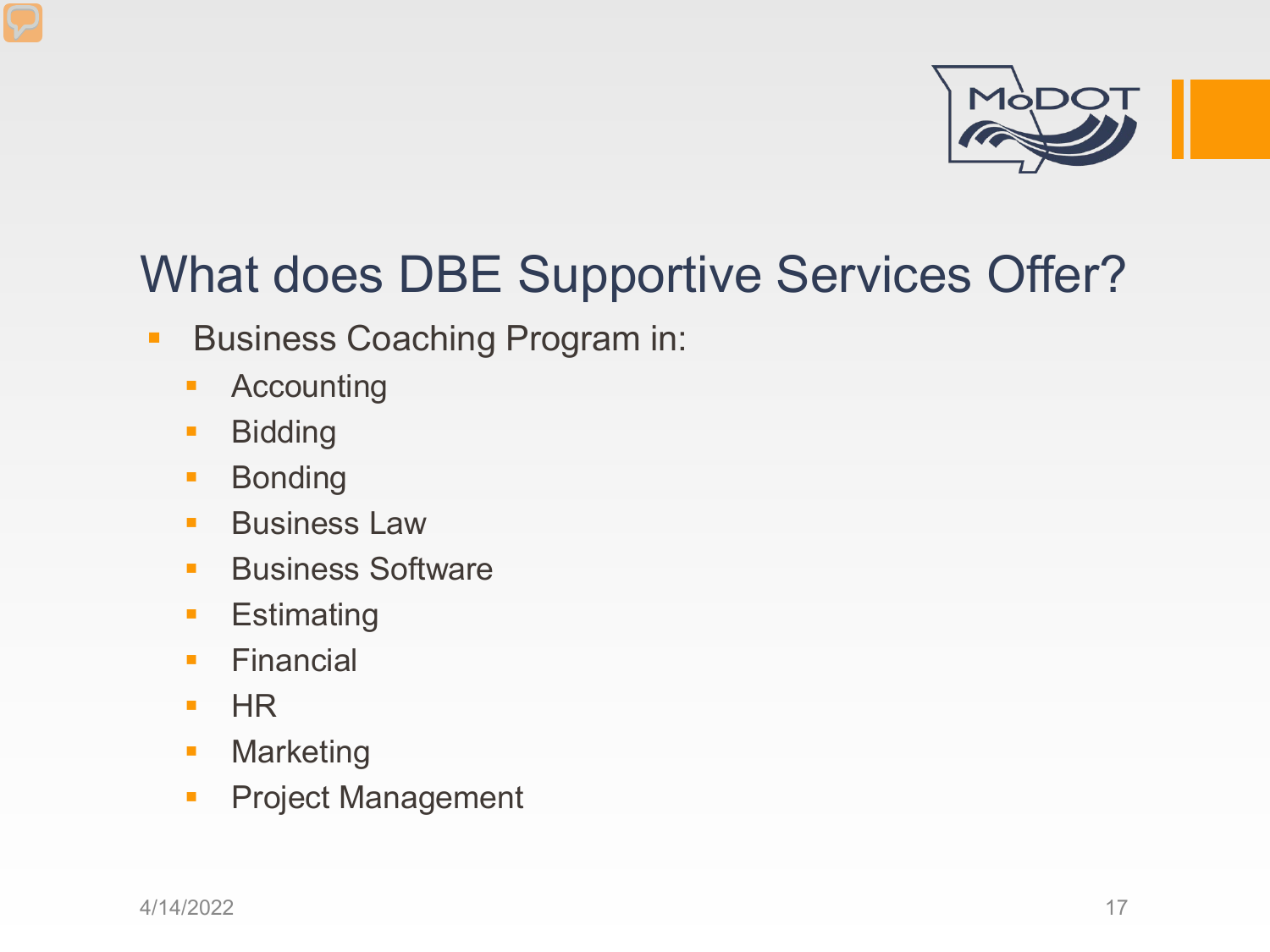# What does DBE Supportive Services Offer?

- Business Coaching Program in:
  - Accounting
  - Bidding
  - Bonding
  - Business Law
  - Business Software
  - Estimating
  - Financial
  - HR
  - Marketing
  - Project Management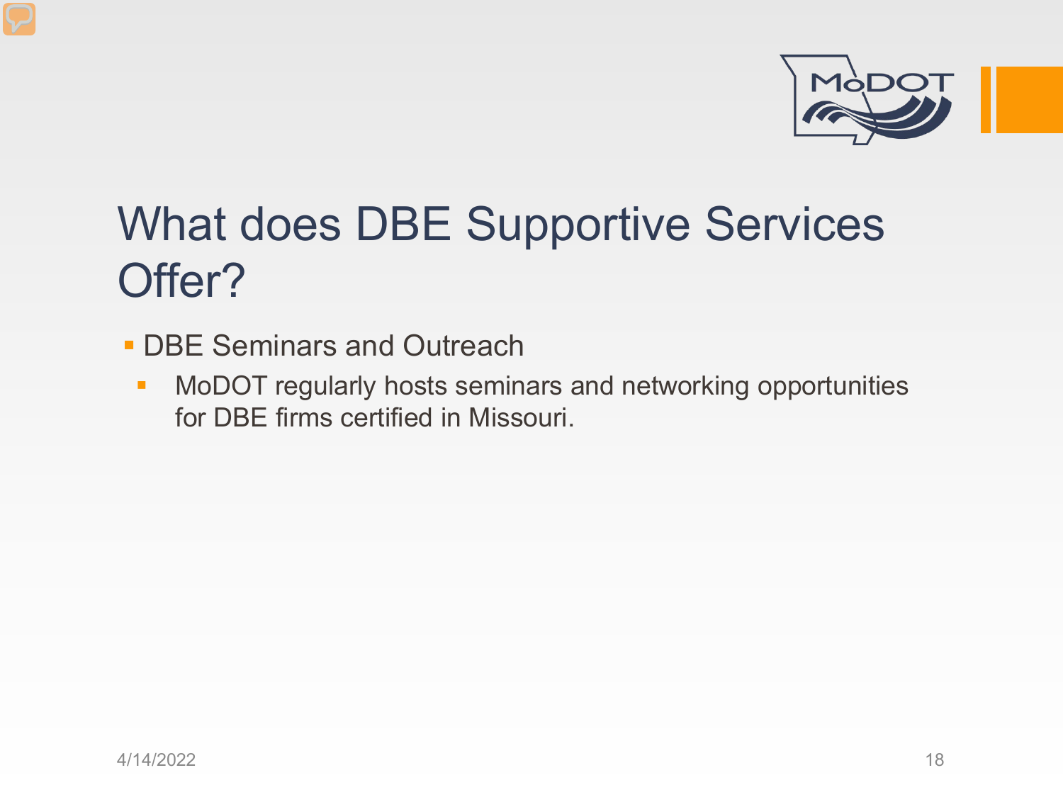# What does DBE Supportive Services Offer?

- DBE Seminars and Outreach
  - MoDOT regularly hosts seminars and networking opportunities for DBE firms certified in Missouri.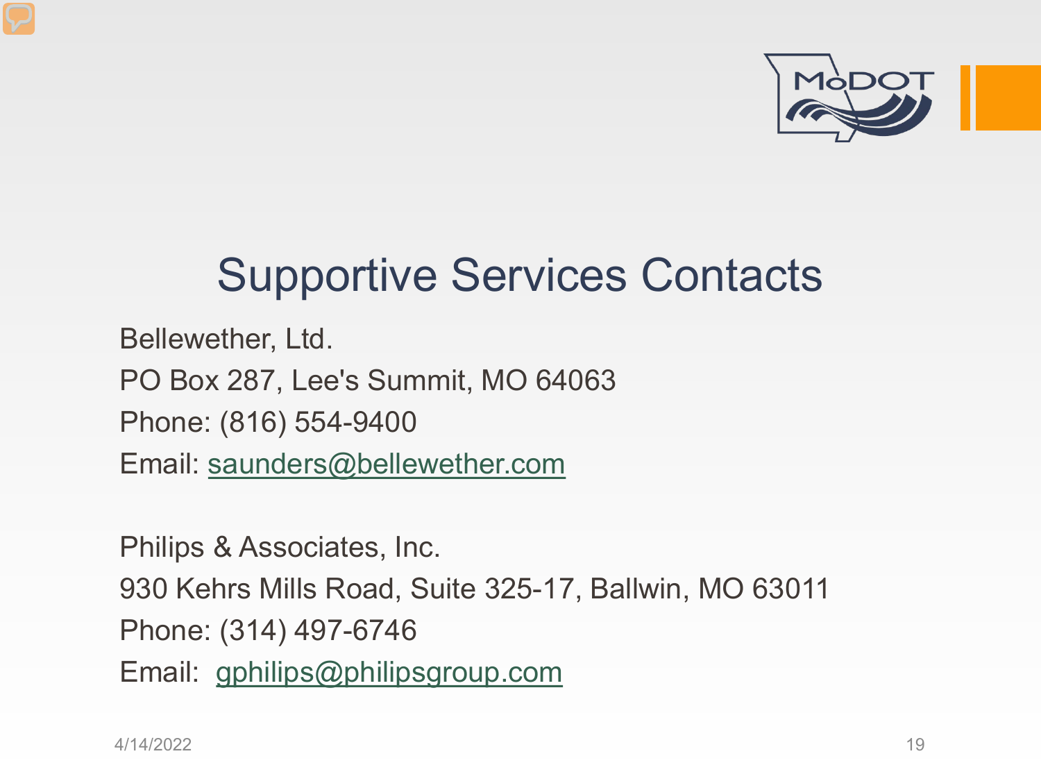# Supportive Services Contacts

Bellewether, Ltd.
PO Box 287, Lee's Summit, MO 64063
Phone: (816) 554-9400
Email: saunders@bellewether.com

Philips & Associates, Inc.
930 Kehrs Mills Road, Suite 325-17, Ballwin, MO 63011
Phone: (314) 497-6746
Email: gphilips@philipsgroup.com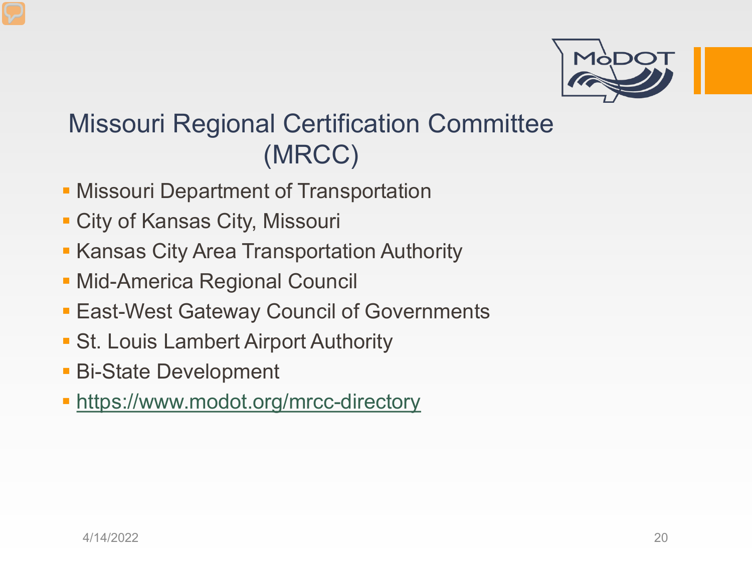# Missouri Regional Certification Committee (MRCC)

- Missouri Department of Transportation
- City of Kansas City, Missouri
- Kansas City Area Transportation Authority
- Mid-America Regional Council
- East-West Gateway Council of Governments
- St. Louis Lambert Airport Authority
- Bi-State Development
- https://www.modot.org/mrcc-directory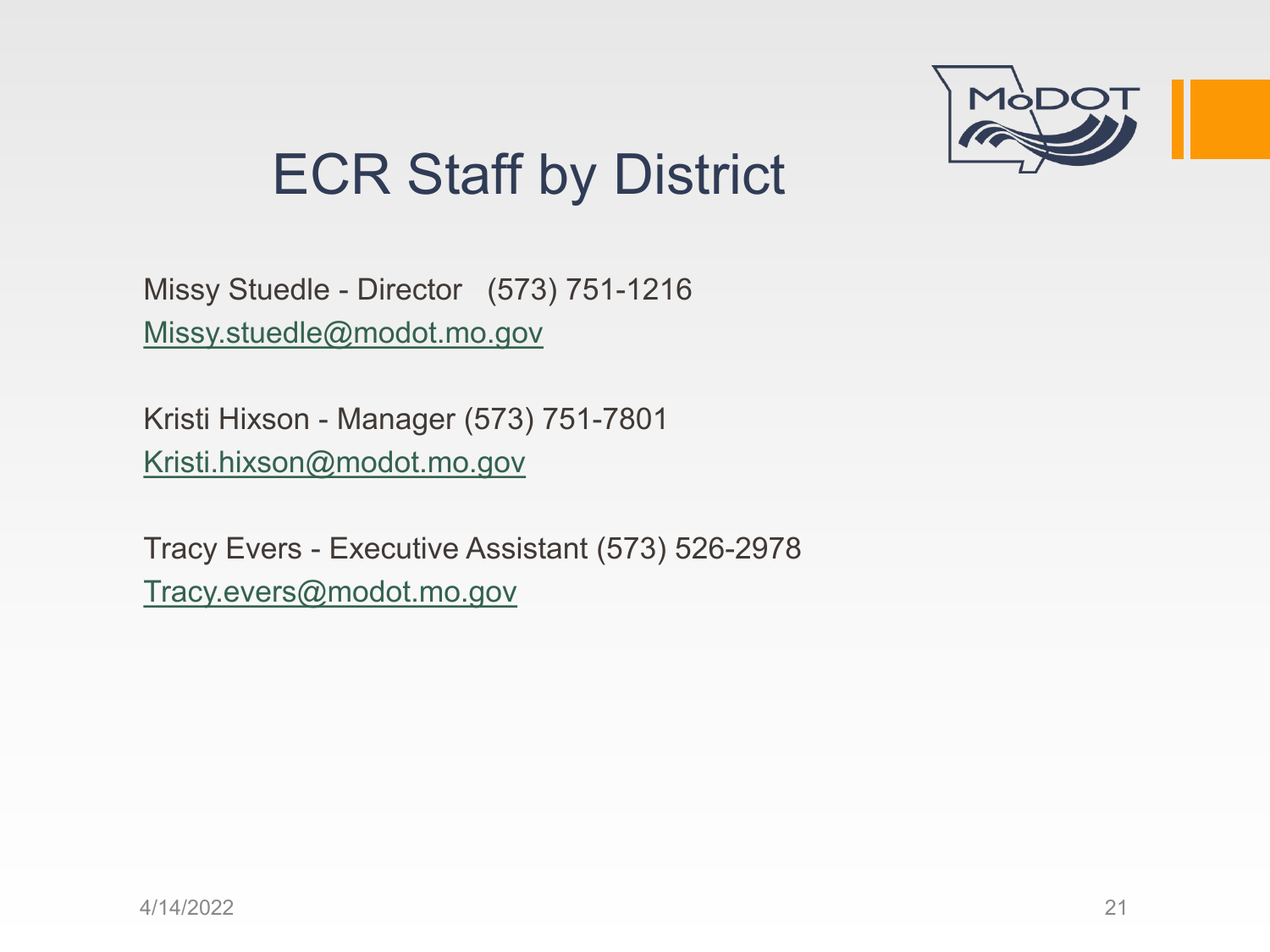# ECR Staff by District

Missy Stuedle - Director (573) 751-1216
Missy.stuedle@modot.mo.gov

Kristi Hixson - Manager (573) 751-7801
Kristi.hixson@modot.mo.gov

Tracy Evers - Executive Assistant (573) 526-2978
Tracy.evers@modot.mo.gov

4/14/2022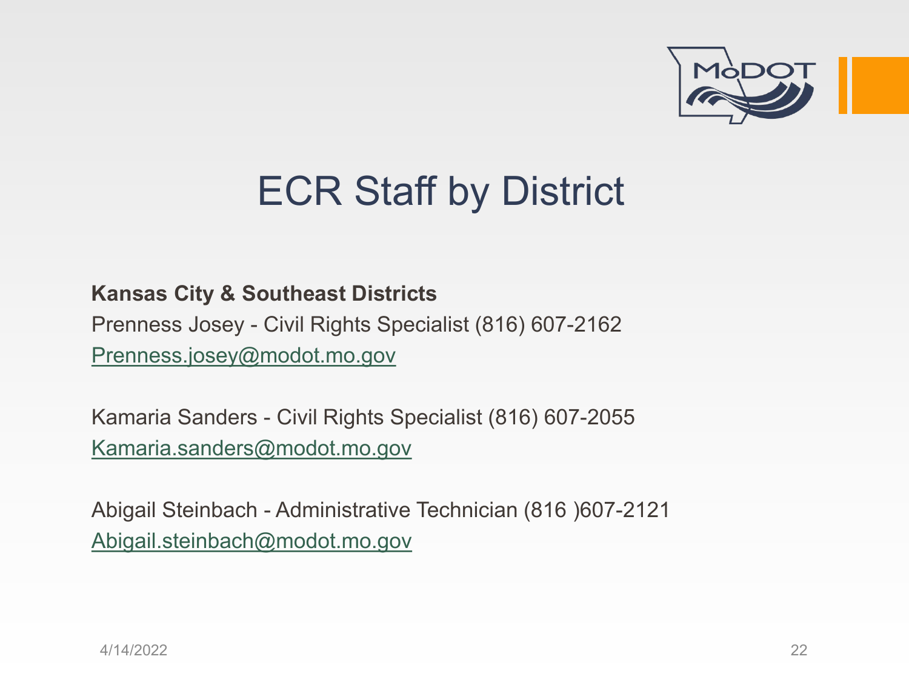# ECR Staff by District

**Kansas City & Southeast Districts**

Prenness Josey - Civil Rights Specialist (816) 607-2162
Prenness.josey@modot.mo.gov

Kamaria Sanders - Civil Rights Specialist (816) 607-2055
Kamaria.sanders@modot.mo.gov

Abigail Steinbach - Administrative Technician (816 )607-2121
Abigail.steinbach@modot.mo.gov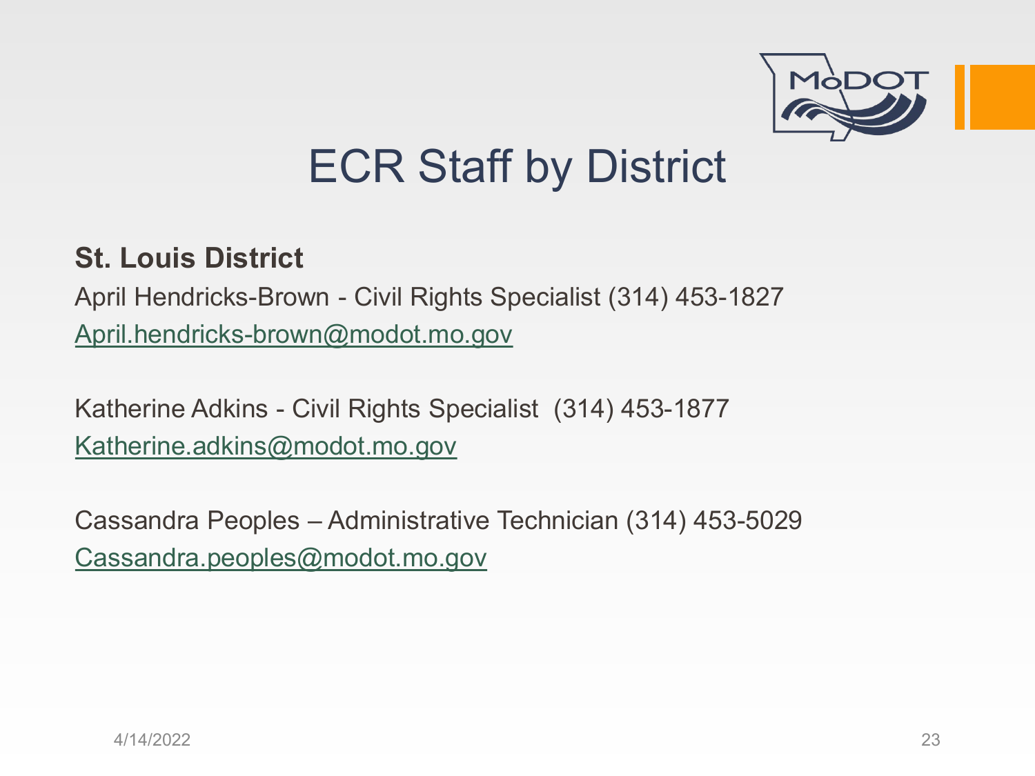# ECR Staff by District

**St. Louis District**

April Hendricks-Brown - Civil Rights Specialist (314) 453-1827
April.hendricks-brown@modot.mo.gov

Katherine Adkins - Civil Rights Specialist (314) 453-1877
Katherine.adkins@modot.mo.gov

Cassandra Peoples – Administrative Technician (314) 453-5029
Cassandra.peoples@modot.mo.gov

4/14/2022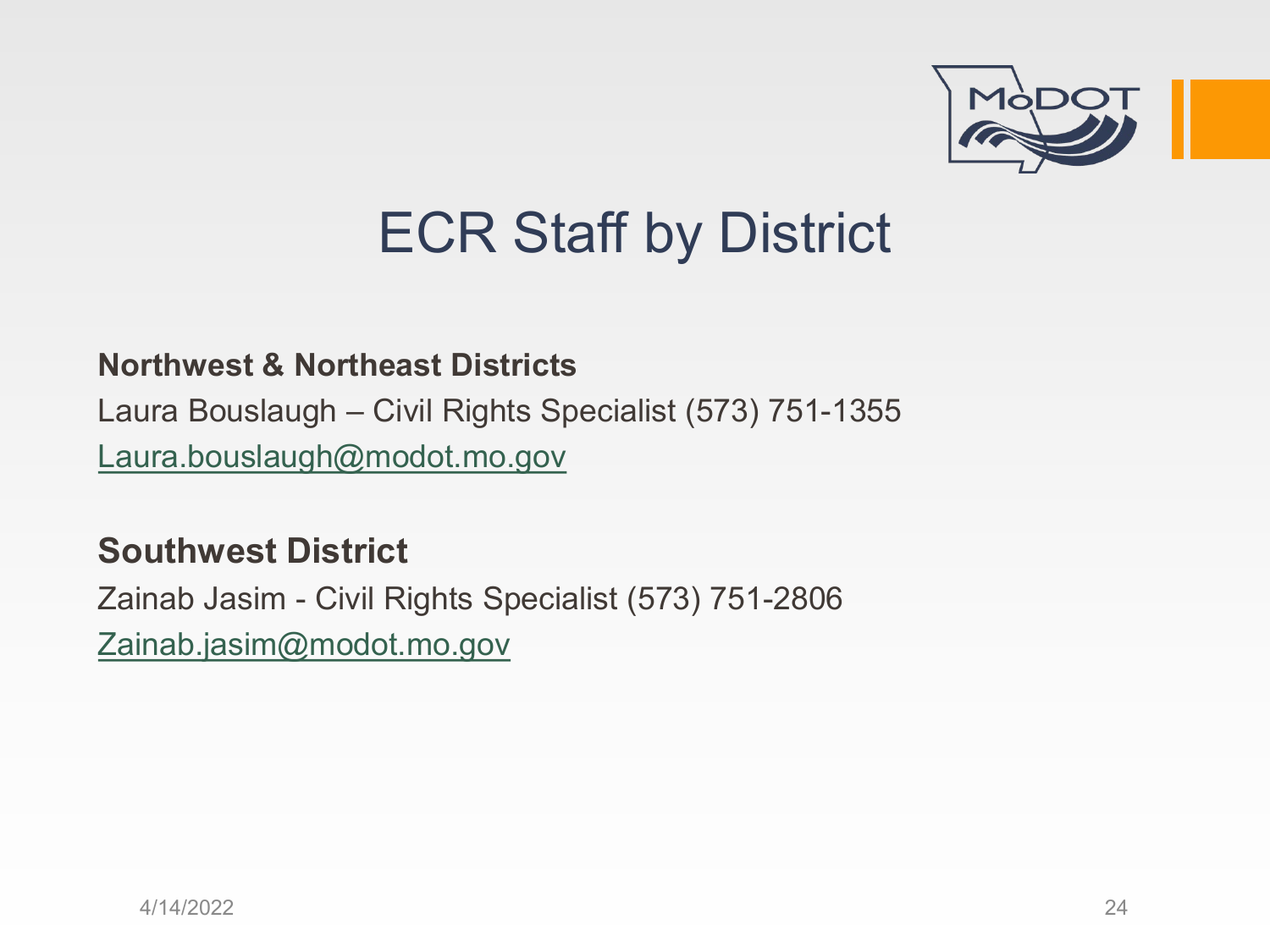# ECR Staff by District

**Northwest & Northeast Districts**

Laura Bouslaugh – Civil Rights Specialist (573) 751-1355

Laura.bouslaugh@modot.mo.gov

**Southwest District**

Zainab Jasim - Civil Rights Specialist (573) 751-2806

Zainab.jasim@modot.mo.gov

4/14/2022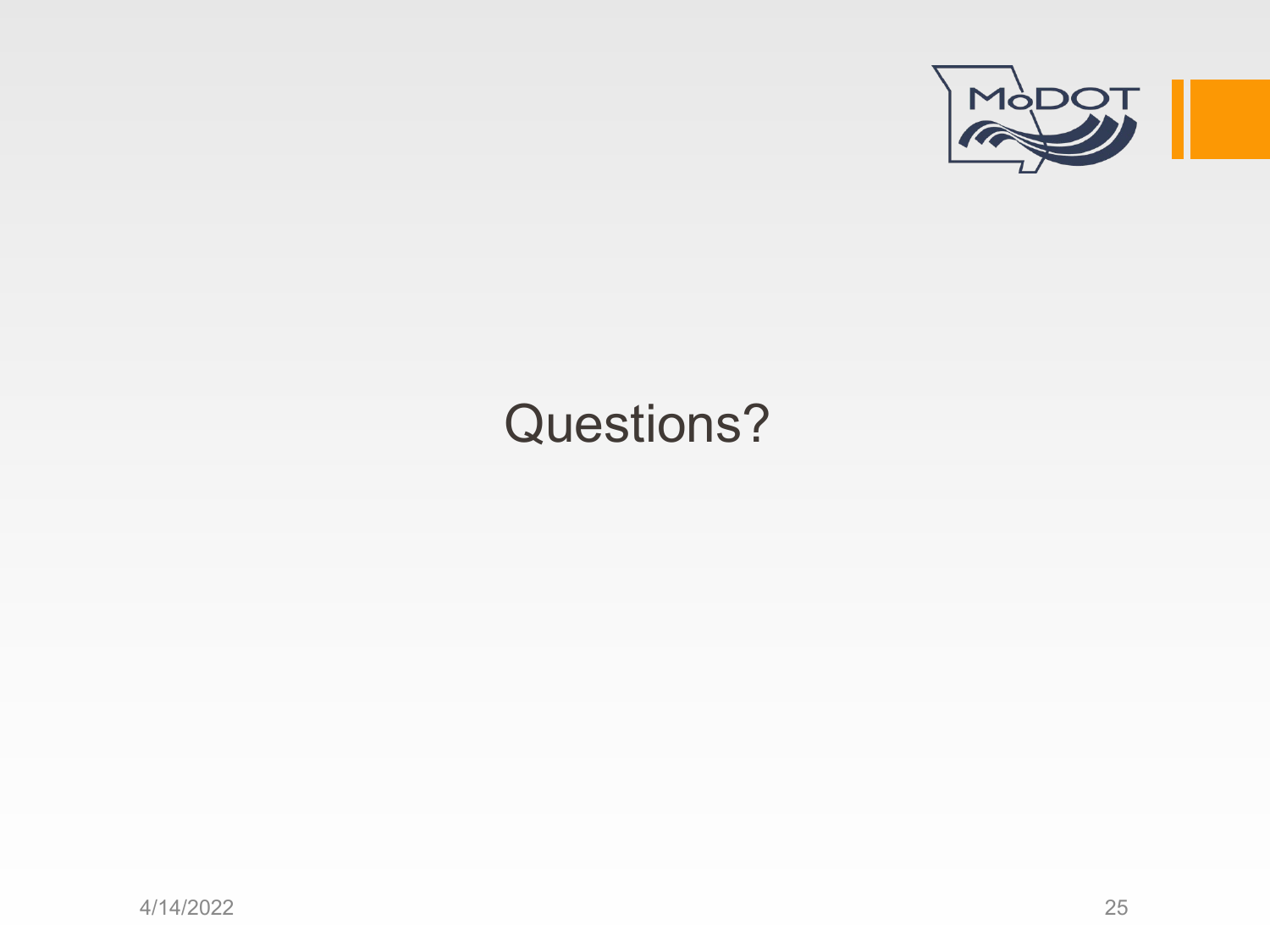# Questions?